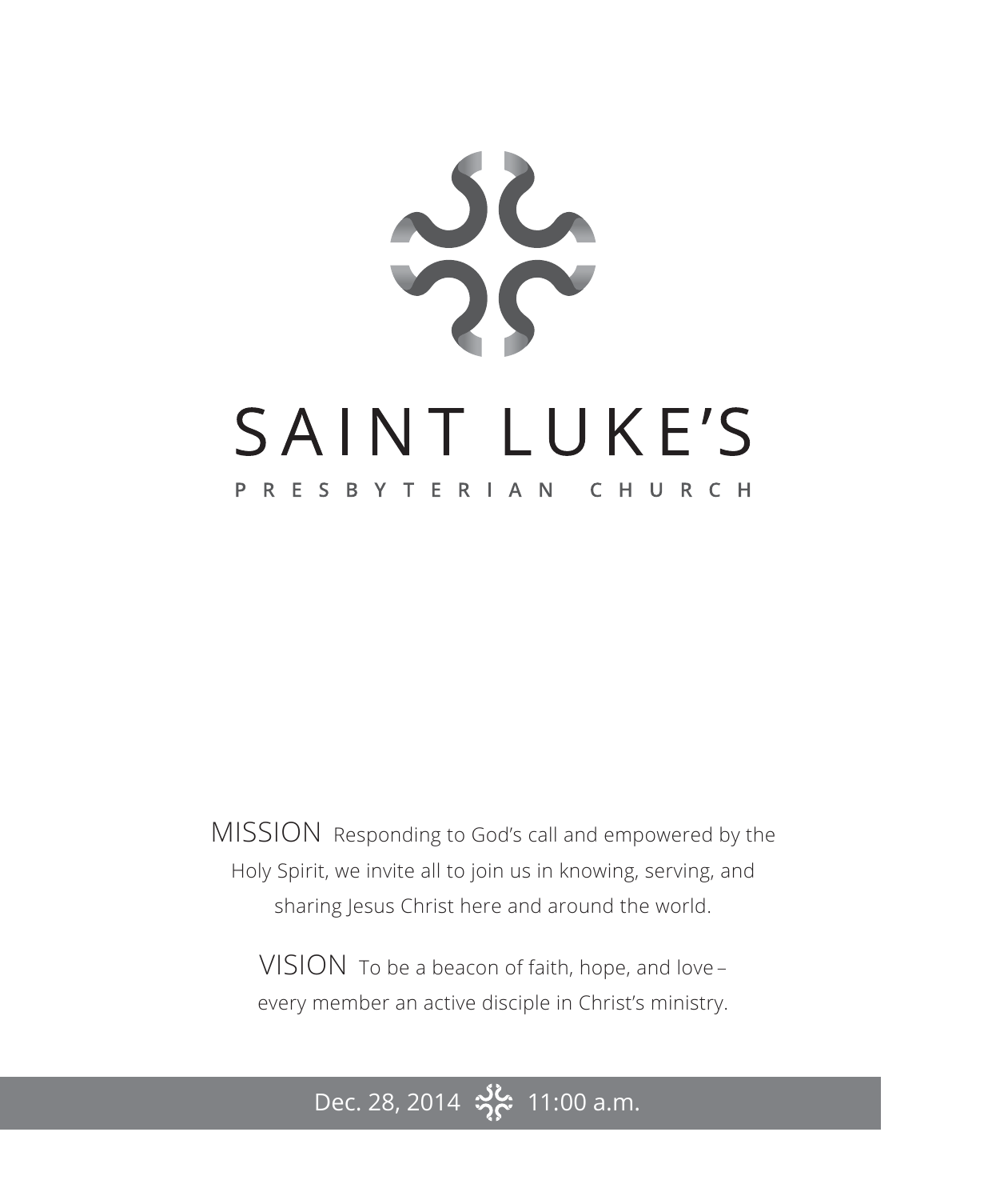# SAINT LUKE'S

PRESBYTERIAN CHURCH

MISSION Responding to God's call and empowered by the Holy Spirit, we invite all to join us in knowing, serving, and sharing Jesus Christ here and around the world.

VISION To be a beacon of faith, hope, and love – every member an active disciple in Christ's ministry.

Dec. 28, 2014 11:00 a.m.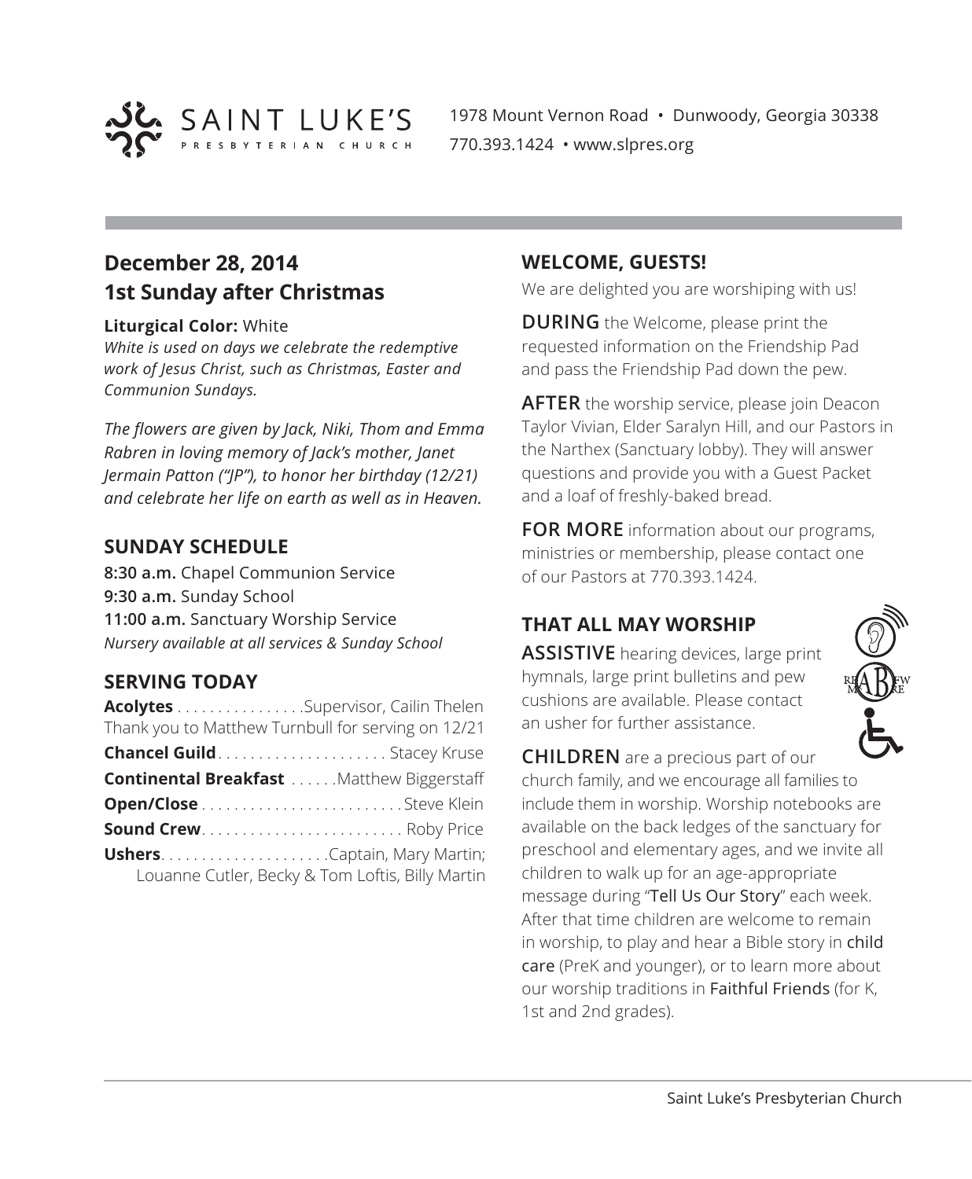SAINT LUKE'S PRESBYTERIAN CHURCH

1978 Mount Vernon Road • Dunwoody, Georgia 30338
770.393.1424 • www.slpres.org

## December 28, 2014
## 1st Sunday after Christmas

**Liturgical Color:** White
*White is used on days we celebrate the redemptive work of Jesus Christ, such as Christmas, Easter and Communion Sundays.*

*The flowers are given by Jack, Niki, Thom and Emma Rabren in loving memory of Jack's mother, Janet Jermain Patton ("JP"), to honor her birthday (12/21) and celebrate her life on earth as well as in Heaven.*

### SUNDAY SCHEDULE

**8:30 a.m.** Chapel Communion Service
**9:30 a.m.** Sunday School
**11:00 a.m.** Sanctuary Worship Service
*Nursery available at all services & Sunday School*

### SERVING TODAY

**Acolytes** . . . . . . . . . . . . . . . .Supervisor, Cailin Thelen
Thank you to Matthew Turnbull for serving on 12/21

**Chancel Guild** . . . . . . . . . . . . . . . . . . . . Stacey Kruse

**Continental Breakfast** . . . . . .Matthew Biggerstaff

**Open/Close** . . . . . . . . . . . . . . . . . . . . . . . . Steve Klein

**Sound Crew** . . . . . . . . . . . . . . . . . . . . . . . . Roby Price

**Ushers** . . . . . . . . . . . . . . . . . . . .Captain, Mary Martin; Louanne Cutler, Becky & Tom Loftis, Billy Martin

### WELCOME, GUESTS!

We are delighted you are worshiping with us!

**DURING** the Welcome, please print the requested information on the Friendship Pad and pass the Friendship Pad down the pew.

**AFTER** the worship service, please join Deacon Taylor Vivian, Elder Saralyn Hill, and our Pastors in the Narthex (Sanctuary lobby). They will answer questions and provide you with a Guest Packet and a loaf of freshly-baked bread.

**FOR MORE** information about our programs, ministries or membership, please contact one of our Pastors at 770.393.1424.

### THAT ALL MAY WORSHIP

**ASSISTIVE** hearing devices, large print hymnals, large print bulletins and pew cushions are available. Please contact an usher for further assistance.

**CHILDREN** are a precious part of our church family, and we encourage all families to include them in worship. Worship notebooks are available on the back ledges of the sanctuary for preschool and elementary ages, and we invite all children to walk up for an age-appropriate message during "Tell Us Our Story" each week. After that time children are welcome to remain in worship, to play and hear a Bible story in child care (PreK and younger), or to learn more about our worship traditions in Faithful Friends (for K, 1st and 2nd grades).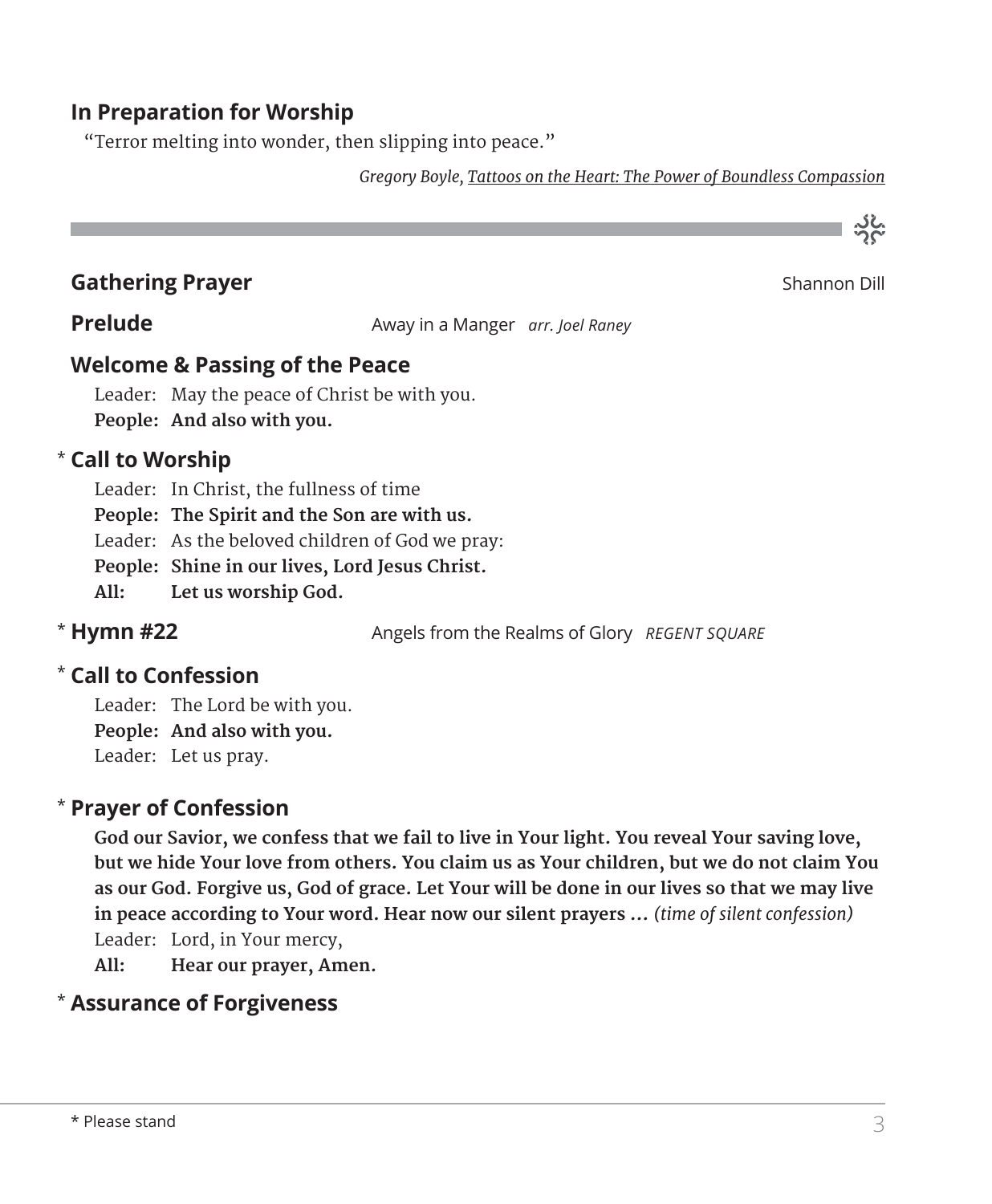## In Preparation for Worship

"Terror melting into wonder, then slipping into peace."

*Gregory Boyle, Tattoos on the Heart: The Power of Boundless Compassion*

---

## Gathering Prayer — Shannon Dill

## Prelude — Away in a Manger *arr. Joel Raney*

## Welcome & Passing of the Peace

Leader: May the peace of Christ be with you.
**People: And also with you.**

## * Call to Worship

Leader: In Christ, the fullness of time
**People: The Spirit and the Son are with us.**
Leader: As the beloved children of God we pray:
**People: Shine in our lives, Lord Jesus Christ.**
**All: Let us worship God.**

## * Hymn #22 — Angels from the Realms of Glory *REGENT SQUARE*

## * Call to Confession

Leader: The Lord be with you.
**People: And also with you.**
Leader: Let us pray.

## * Prayer of Confession

**God our Savior, we confess that we fail to live in Your light. You reveal Your saving love, but we hide Your love from others. You claim us as Your children, but we do not claim You as our God. Forgive us, God of grace. Let Your will be done in our lives so that we may live in peace according to Your word. Hear now our silent prayers …** *(time of silent confession)*
Leader: Lord, in Your mercy,
**All: Hear our prayer, Amen.**

## * Assurance of Forgiveness

* Please stand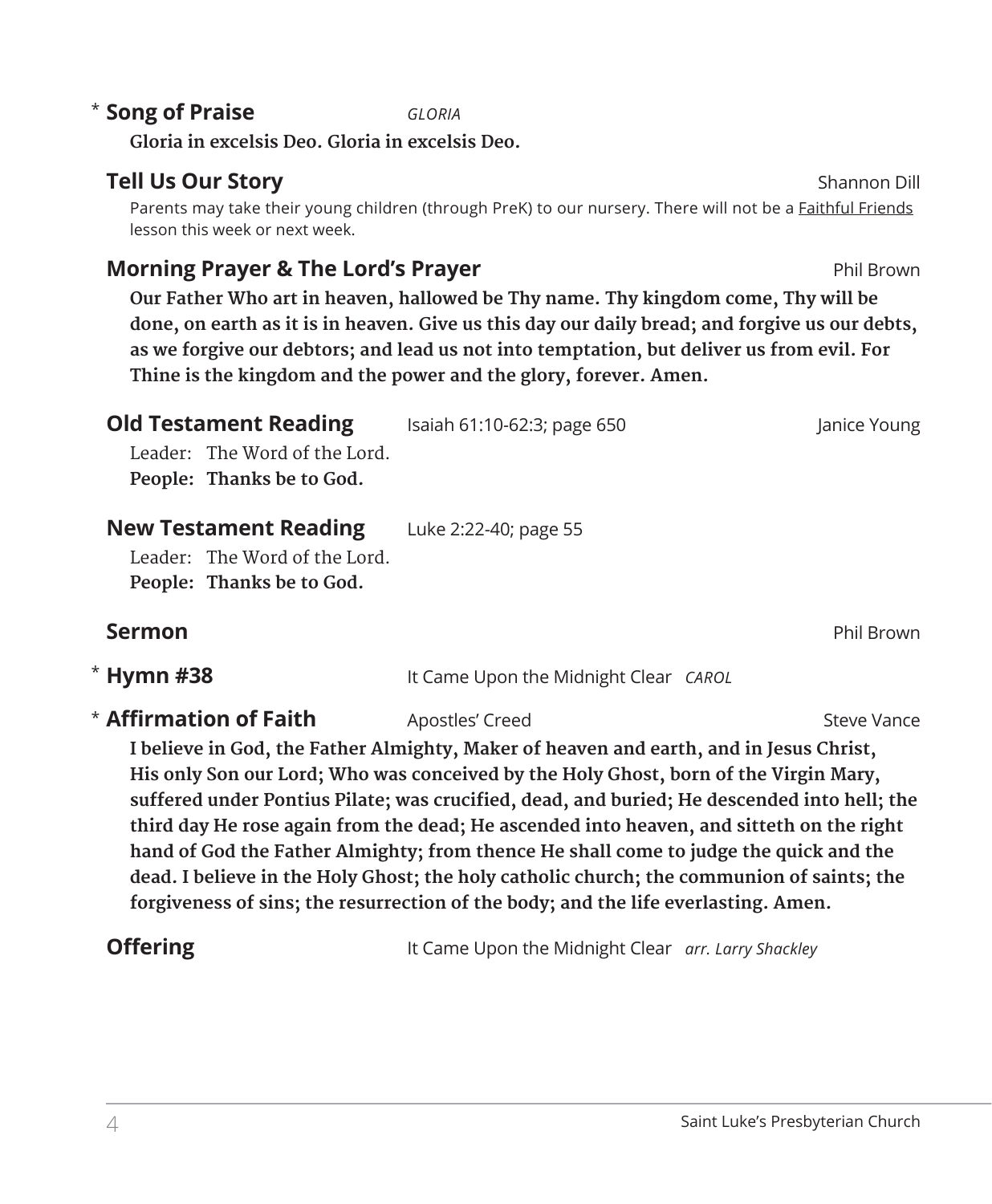\* **Song of Praise** *GLORIA*

**Gloria in excelsis Deo. Gloria in excelsis Deo.**

**Tell Us Our Story** Shannon Dill

Parents may take their young children (through PreK) to our nursery. There will not be a Faithful Friends lesson this week or next week.

**Morning Prayer & The Lord's Prayer** Phil Brown

**Our Father Who art in heaven, hallowed be Thy name. Thy kingdom come, Thy will be done, on earth as it is in heaven. Give us this day our daily bread; and forgive us our debts, as we forgive our debtors; and lead us not into temptation, but deliver us from evil. For Thine is the kingdom and the power and the glory, forever. Amen.**

**Old Testament Reading** Isaiah 61:10-62:3; page 650 Janice Young

Leader: The Word of the Lord.
**People: Thanks be to God.**

**New Testament Reading** Luke 2:22-40; page 55

Leader: The Word of the Lord.
**People: Thanks be to God.**

**Sermon** Phil Brown

\* **Hymn #38** It Came Upon the Midnight Clear *CAROL*

\* **Affirmation of Faith** Apostles' Creed Steve Vance

**I believe in God, the Father Almighty, Maker of heaven and earth, and in Jesus Christ, His only Son our Lord; Who was conceived by the Holy Ghost, born of the Virgin Mary, suffered under Pontius Pilate; was crucified, dead, and buried; He descended into hell; the third day He rose again from the dead; He ascended into heaven, and sitteth on the right hand of God the Father Almighty; from thence He shall come to judge the quick and the dead. I believe in the Holy Ghost; the holy catholic church; the communion of saints; the forgiveness of sins; the resurrection of the body; and the life everlasting. Amen.**

**Offering** It Came Upon the Midnight Clear *arr. Larry Shackley*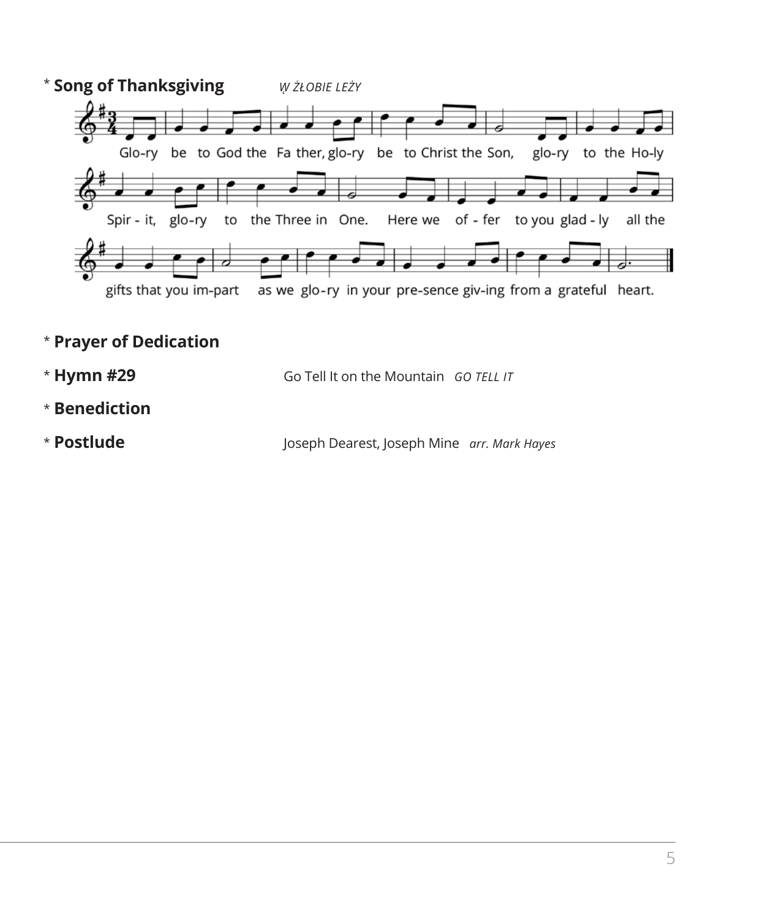\* **Song of Thanksgiving** *W ŻŁOBIE LEŻY*

Glo-ry be to God the Fa ther, glo-ry be to Christ the Son, glo-ry to the Ho-ly Spir - it, glo-ry to the Three in One. Here we of - fer to you glad - ly all the gifts that you im-part as we glo-ry in your pre-sence giv-ing from a grateful heart.

\* **Prayer of Dedication**

\* **Hymn #29** Go Tell It on the Mountain *GO TELL IT*

\* **Benediction**

\* **Postlude** Joseph Dearest, Joseph Mine *arr. Mark Hayes*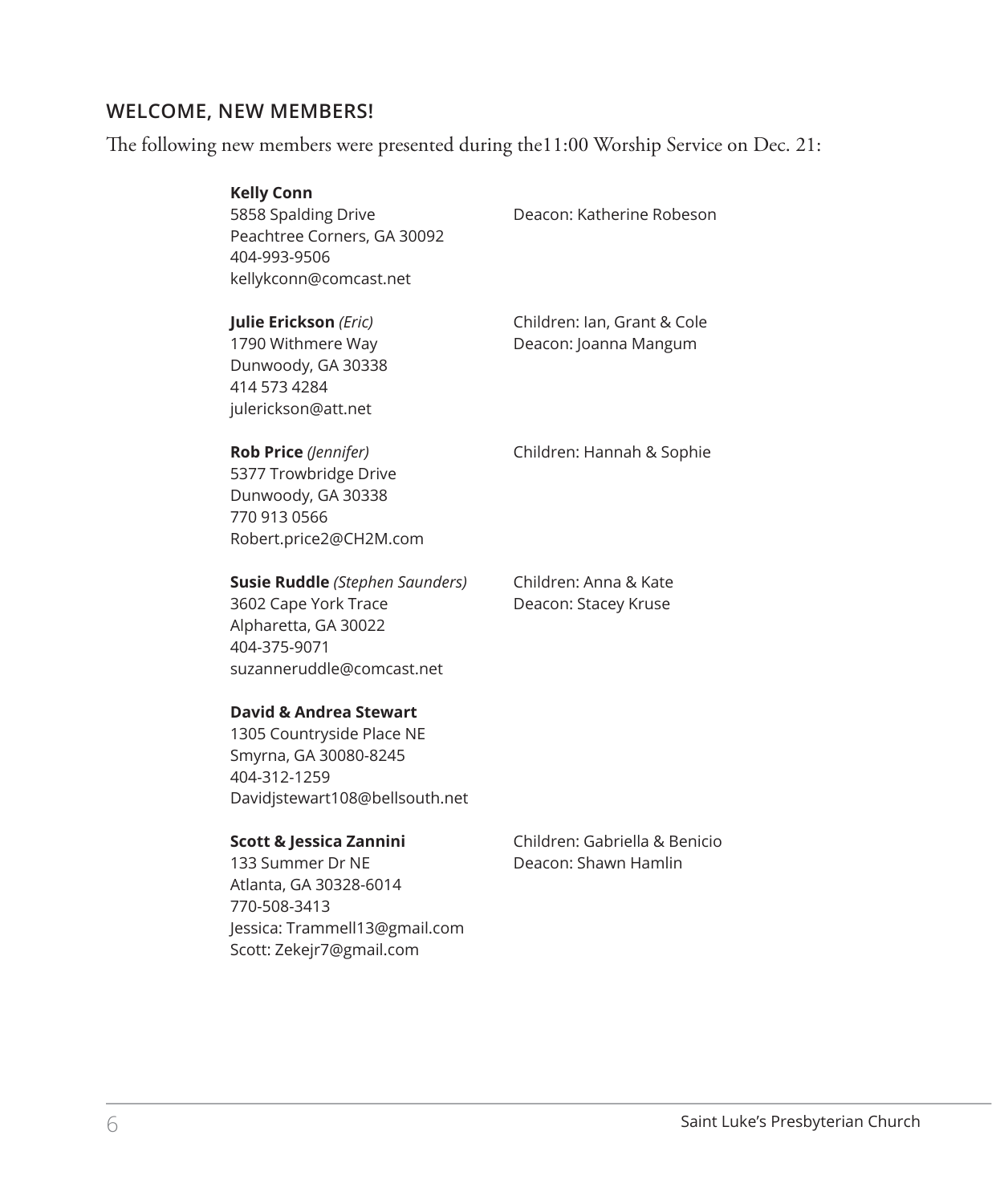## WELCOME, NEW MEMBERS!

The following new members were presented during the11:00 Worship Service on Dec. 21:

**Kelly Conn**
5858 Spalding Drive
Peachtree Corners, GA 30092
404-993-9506
kellykconn@comcast.net
Deacon: Katherine Robeson

**Julie Erickson** *(Eric)*
1790 Withmere Way
Dunwoody, GA 30338
414 573 4284
julerickson@att.net
Children: Ian, Grant & Cole
Deacon: Joanna Mangum

**Rob Price** *(Jennifer)*
5377 Trowbridge Drive
Dunwoody, GA 30338
770 913 0566
Robert.price2@CH2M.com
Children: Hannah & Sophie

**Susie Ruddle** *(Stephen Saunders)*
3602 Cape York Trace
Alpharetta, GA 30022
404-375-9071
suzanneruddle@comcast.net
Children: Anna & Kate
Deacon: Stacey Kruse

**David & Andrea Stewart**
1305 Countryside Place NE
Smyrna, GA 30080-8245
404-312-1259
Davidjstewart108@bellsouth.net

**Scott & Jessica Zannini**
133 Summer Dr NE
Atlanta, GA 30328-6014
770-508-3413
Jessica: Trammell13@gmail.com
Scott: Zekejr7@gmail.com
Children: Gabriella & Benicio
Deacon: Shawn Hamlin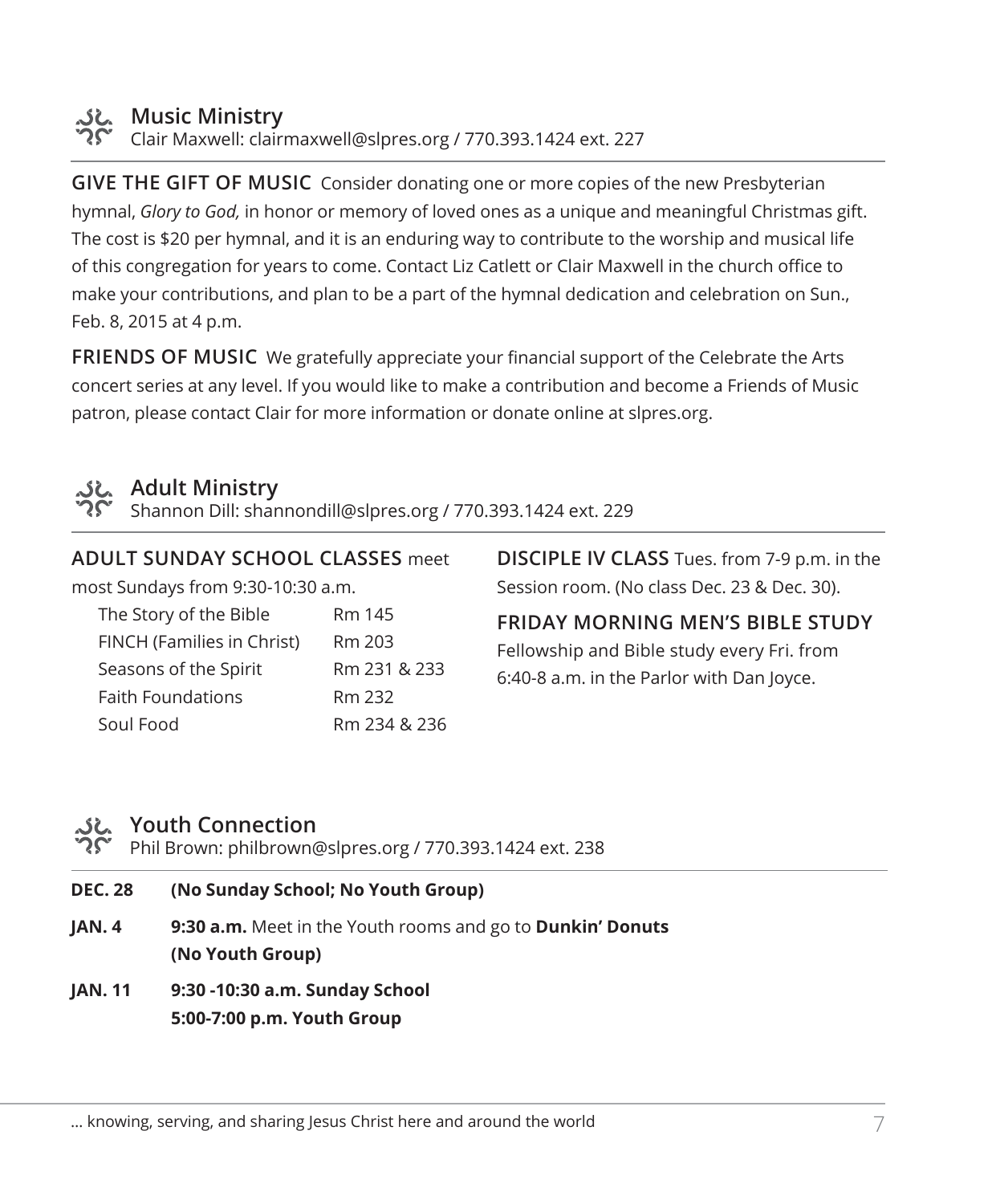## Music Ministry

Clair Maxwell: clairmaxwell@slpres.org / 770.393.1424 ext. 227

**GIVE THE GIFT OF MUSIC** Consider donating one or more copies of the new Presbyterian hymnal, *Glory to God,* in honor or memory of loved ones as a unique and meaningful Christmas gift. The cost is $20 per hymnal, and it is an enduring way to contribute to the worship and musical life of this congregation for years to come. Contact Liz Catlett or Clair Maxwell in the church office to make your contributions, and plan to be a part of the hymnal dedication and celebration on Sun., Feb. 8, 2015 at 4 p.m.

**FRIENDS OF MUSIC** We gratefully appreciate your financial support of the Celebrate the Arts concert series at any level. If you would like to make a contribution and become a Friends of Music patron, please contact Clair for more information or donate online at slpres.org.

## Adult Ministry

Shannon Dill: shannondill@slpres.org / 770.393.1424 ext. 229

**ADULT SUNDAY SCHOOL CLASSES** meet most Sundays from 9:30-10:30 a.m.

| Class | Room |
|---|---|
| The Story of the Bible | Rm 145 |
| FINCH (Families in Christ) | Rm 203 |
| Seasons of the Spirit | Rm 231 & 233 |
| Faith Foundations | Rm 232 |
| Soul Food | Rm 234 & 236 |

**DISCIPLE IV CLASS** Tues. from 7-9 p.m. in the Session room. (No class Dec. 23 & Dec. 30).

**FRIDAY MORNING MEN'S BIBLE STUDY**
Fellowship and Bible study every Fri. from 6:40-8 a.m. in the Parlor with Dan Joyce.

## Youth Connection

Phil Brown: philbrown@slpres.org / 770.393.1424 ext. 238

**DEC. 28** **(No Sunday School; No Youth Group)**

**JAN. 4** **9:30 a.m.** Meet in the Youth rooms and go to **Dunkin' Donuts** **(No Youth Group)**

**JAN. 11** **9:30 -10:30 a.m. Sunday School**
**5:00-7:00 p.m. Youth Group**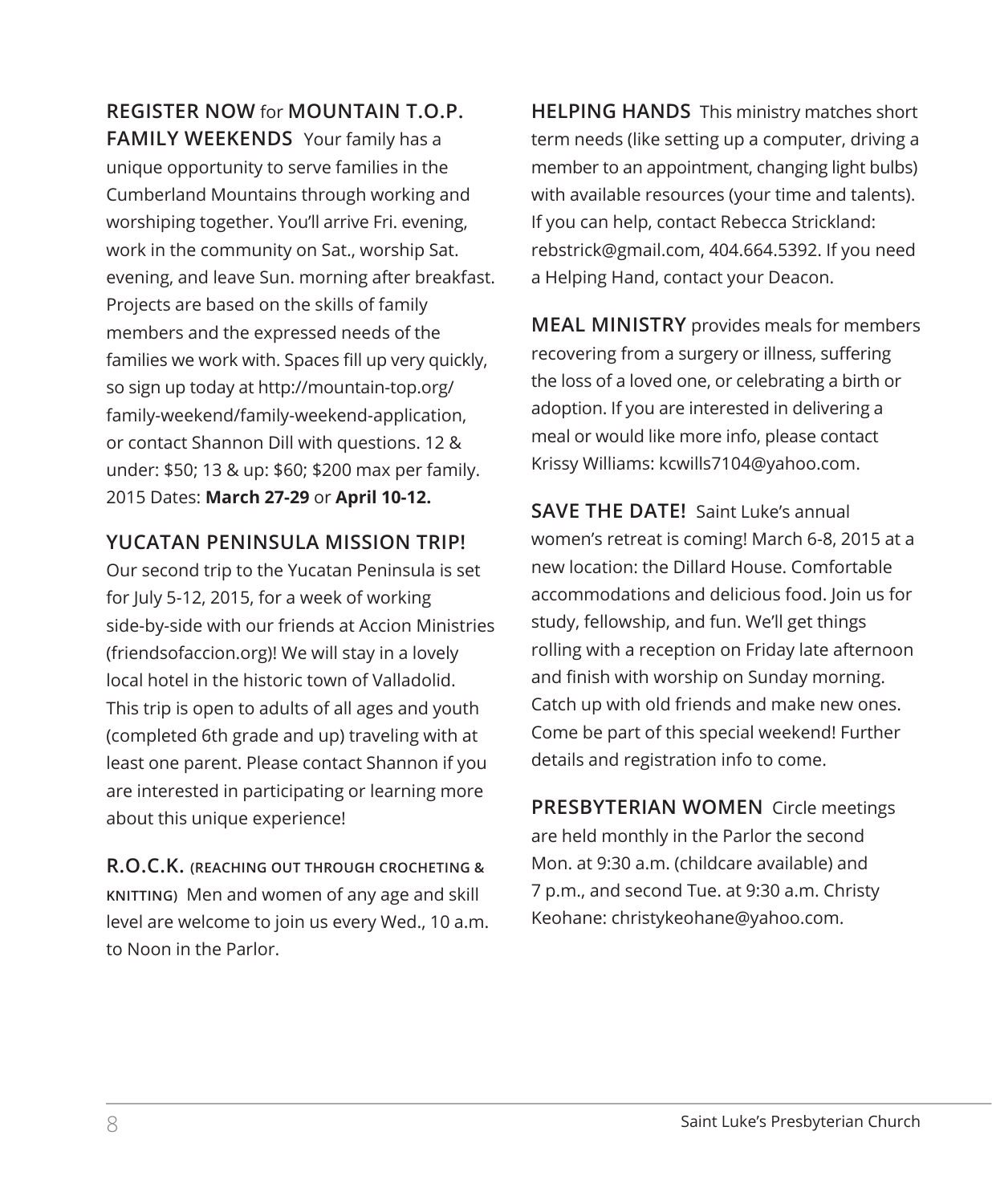**REGISTER NOW** for **MOUNTAIN T.O.P. FAMILY WEEKENDS** Your family has a unique opportunity to serve families in the Cumberland Mountains through working and worshiping together. You'll arrive Fri. evening, work in the community on Sat., worship Sat. evening, and leave Sun. morning after breakfast. Projects are based on the skills of family members and the expressed needs of the families we work with. Spaces fill up very quickly, so sign up today at http://mountain-top.org/family-weekend/family-weekend-application, or contact Shannon Dill with questions. 12 & under: $50; 13 & up: $60; $200 max per family. 2015 Dates: **March 27-29** or **April 10-12.**

**YUCATAN PENINSULA MISSION TRIP!** Our second trip to the Yucatan Peninsula is set for July 5-12, 2015, for a week of working side-by-side with our friends at Accion Ministries (friendsofaccion.org)! We will stay in a lovely local hotel in the historic town of Valladolid. This trip is open to adults of all ages and youth (completed 6th grade and up) traveling with at least one parent. Please contact Shannon if you are interested in participating or learning more about this unique experience!

**R.O.C.K. (REACHING OUT THROUGH CROCHETING & KNITTING)** Men and women of any age and skill level are welcome to join us every Wed., 10 a.m. to Noon in the Parlor.

**HELPING HANDS** This ministry matches short term needs (like setting up a computer, driving a member to an appointment, changing light bulbs) with available resources (your time and talents). If you can help, contact Rebecca Strickland: rebstrick@gmail.com, 404.664.5392. If you need a Helping Hand, contact your Deacon.

**MEAL MINISTRY** provides meals for members recovering from a surgery or illness, suffering the loss of a loved one, or celebrating a birth or adoption. If you are interested in delivering a meal or would like more info, please contact Krissy Williams: kcwills7104@yahoo.com.

**SAVE THE DATE!** Saint Luke's annual women's retreat is coming! March 6-8, 2015 at a new location: the Dillard House. Comfortable accommodations and delicious food. Join us for study, fellowship, and fun. We'll get things rolling with a reception on Friday late afternoon and finish with worship on Sunday morning. Catch up with old friends and make new ones. Come be part of this special weekend! Further details and registration info to come.

**PRESBYTERIAN WOMEN** Circle meetings are held monthly in the Parlor the second Mon. at 9:30 a.m. (childcare available) and 7 p.m., and second Tue. at 9:30 a.m. Christy Keohane: christykeohane@yahoo.com.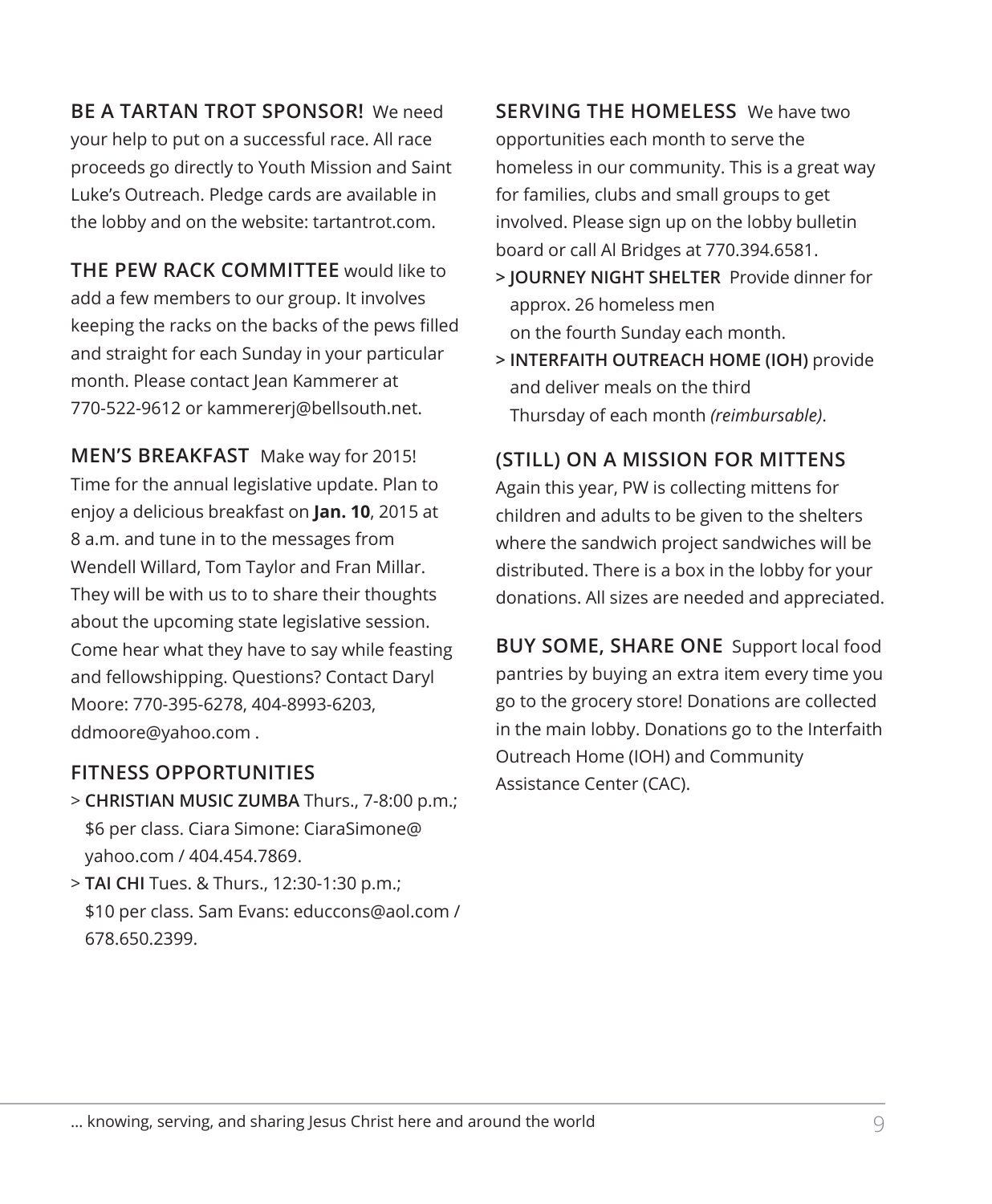**BE A TARTAN TROT SPONSOR!** We need your help to put on a successful race. All race proceeds go directly to Youth Mission and Saint Luke's Outreach. Pledge cards are available in the lobby and on the website: tartantrot.com.

**THE PEW RACK COMMITTEE** would like to add a few members to our group. It involves keeping the racks on the backs of the pews filled and straight for each Sunday in your particular month. Please contact Jean Kammerer at 770-522-9612 or kammererj@bellsouth.net.

**MEN'S BREAKFAST** Make way for 2015! Time for the annual legislative update. Plan to enjoy a delicious breakfast on **Jan. 10**, 2015 at 8 a.m. and tune in to the messages from Wendell Willard, Tom Taylor and Fran Millar. They will be with us to to share their thoughts about the upcoming state legislative session. Come hear what they have to say while feasting and fellowshipping. Questions? Contact Daryl Moore: 770-395-6278, 404-8993-6203, ddmoore@yahoo.com .

## FITNESS OPPORTUNITIES

> **CHRISTIAN MUSIC ZUMBA** Thurs., 7-8:00 p.m.; $6 per class. Ciara Simone: CiaraSimone@yahoo.com / 404.454.7869.

> **TAI CHI** Tues. & Thurs., 12:30-1:30 p.m.; $10 per class. Sam Evans: educcons@aol.com / 678.650.2399.

**SERVING THE HOMELESS** We have two opportunities each month to serve the homeless in our community. This is a great way for families, clubs and small groups to get involved. Please sign up on the lobby bulletin board or call Al Bridges at 770.394.6581.

> **JOURNEY NIGHT SHELTER** Provide dinner for approx. 26 homeless men on the fourth Sunday each month.

> **INTERFAITH OUTREACH HOME (IOH)** provide and deliver meals on the third Thursday of each month *(reimbursable)*.

## (STILL) ON A MISSION FOR MITTENS

Again this year, PW is collecting mittens for children and adults to be given to the shelters where the sandwich project sandwiches will be distributed. There is a box in the lobby for your donations. All sizes are needed and appreciated.

**BUY SOME, SHARE ONE** Support local food pantries by buying an extra item every time you go to the grocery store! Donations are collected in the main lobby. Donations go to the Interfaith Outreach Home (IOH) and Community Assistance Center (CAC).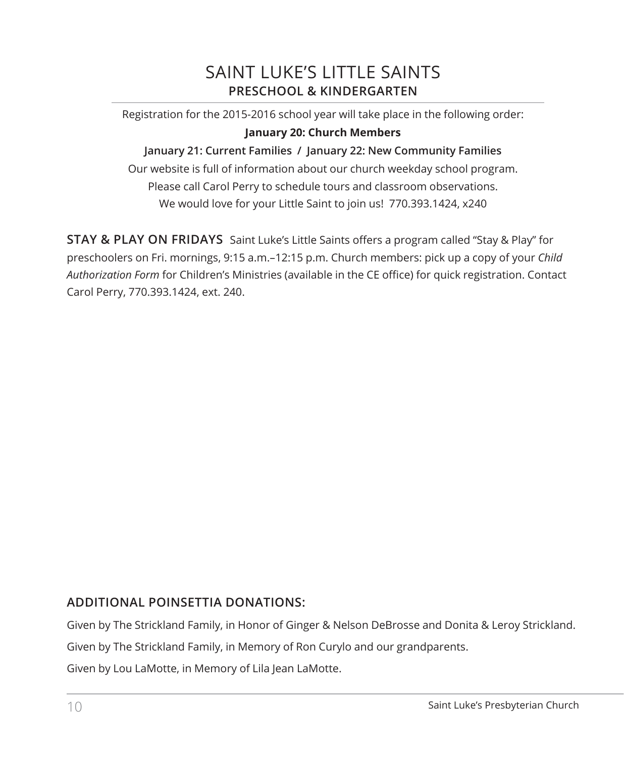# SAINT LUKE'S LITTLE SAINTS

## PRESCHOOL & KINDERGARTEN

Registration for the 2015-2016 school year will take place in the following order:

**January 20: Church Members**

**January 21: Current Families / January 22: New Community Families**

Our website is full of information about our church weekday school program.

Please call Carol Perry to schedule tours and classroom observations.

We would love for your Little Saint to join us! 770.393.1424, x240

**STAY & PLAY ON FRIDAYS** Saint Luke's Little Saints offers a program called "Stay & Play" for preschoolers on Fri. mornings, 9:15 a.m.–12:15 p.m. Church members: pick up a copy of your *Child Authorization Form* for Children's Ministries (available in the CE office) for quick registration. Contact Carol Perry, 770.393.1424, ext. 240.

### ADDITIONAL POINSETTIA DONATIONS:

Given by The Strickland Family, in Honor of Ginger & Nelson DeBrosse and Donita & Leroy Strickland.

Given by The Strickland Family, in Memory of Ron Curylo and our grandparents.

Given by Lou LaMotte, in Memory of Lila Jean LaMotte.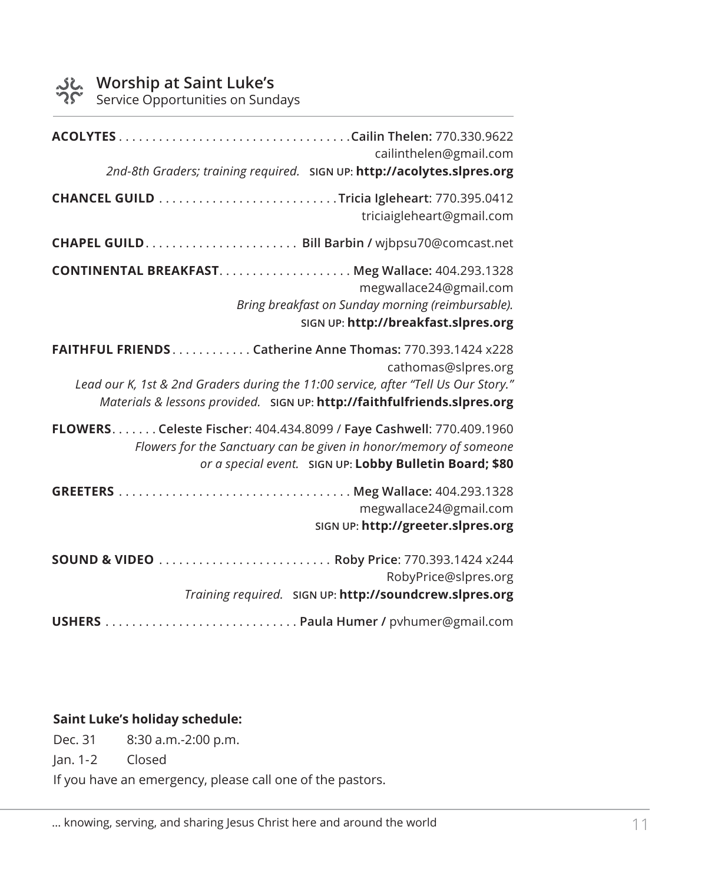## Worship at Saint Luke's

Service Opportunities on Sundays

**ACOLYTES** . . . . . . . . . . . . . . . . . . . . . . . . . . . . . . . . . . .**Cailin Thelen:** 770.330.9622
cailinthelen@gmail.com
*2nd-8th Graders; training required.* **SIGN UP: http://acolytes.slpres.org**

**CHANCEL GUILD** . . . . . . . . . . . . . . . . . . . . . . . . . . .**Tricia Igleheart**: 770.395.0412
triciaigleheart@gmail.com

**CHAPEL GUILD**. . . . . . . . . . . . . . . . . . . . . . . **Bill Barbin /** wjbpsu70@comcast.net

**CONTINENTAL BREAKFAST**. . . . . . . . . . . . . . . . . . . . **Meg Wallace:** 404.293.1328
megwallace24@gmail.com
*Bring breakfast on Sunday morning (reimbursable).*
**SIGN UP: http://breakfast.slpres.org**

**FAITHFUL FRIENDS** . . . . . . . . . . . . **Catherine Anne Thomas:** 770.393.1424 x228
cathomas@slpres.org
*Lead our K, 1st & 2nd Graders during the 11:00 service, after "Tell Us Our Story."*
*Materials & lessons provided.* **SIGN UP: http://faithfulfriends.slpres.org**

**FLOWERS**. . . . . . . **Celeste Fischer**: 404.434.8099 / **Faye Cashwell**: 770.409.1960
*Flowers for the Sanctuary can be given in honor/memory of someone or a special event.* **SIGN UP: Lobby Bulletin Board; $80**

**GREETERS** . . . . . . . . . . . . . . . . . . . . . . . . . . . . . . . . . . . **Meg Wallace:** 404.293.1328
megwallace24@gmail.com
**SIGN UP: http://greeter.slpres.org**

**SOUND & VIDEO** . . . . . . . . . . . . . . . . . . . . . . . . . . **Roby Price**: 770.393.1424 x244
RobyPrice@slpres.org
*Training required.* **SIGN UP: http://soundcrew.slpres.org**

**USHERS** . . . . . . . . . . . . . . . . . . . . . . . . . . . . . **Paula Humer /** pvhumer@gmail.com

**Saint Luke's holiday schedule:**

Dec. 31 8:30 a.m.-2:00 p.m.
Jan. 1-2 Closed

If you have an emergency, please call one of the pastors.

… knowing, serving, and sharing Jesus Christ here and around the world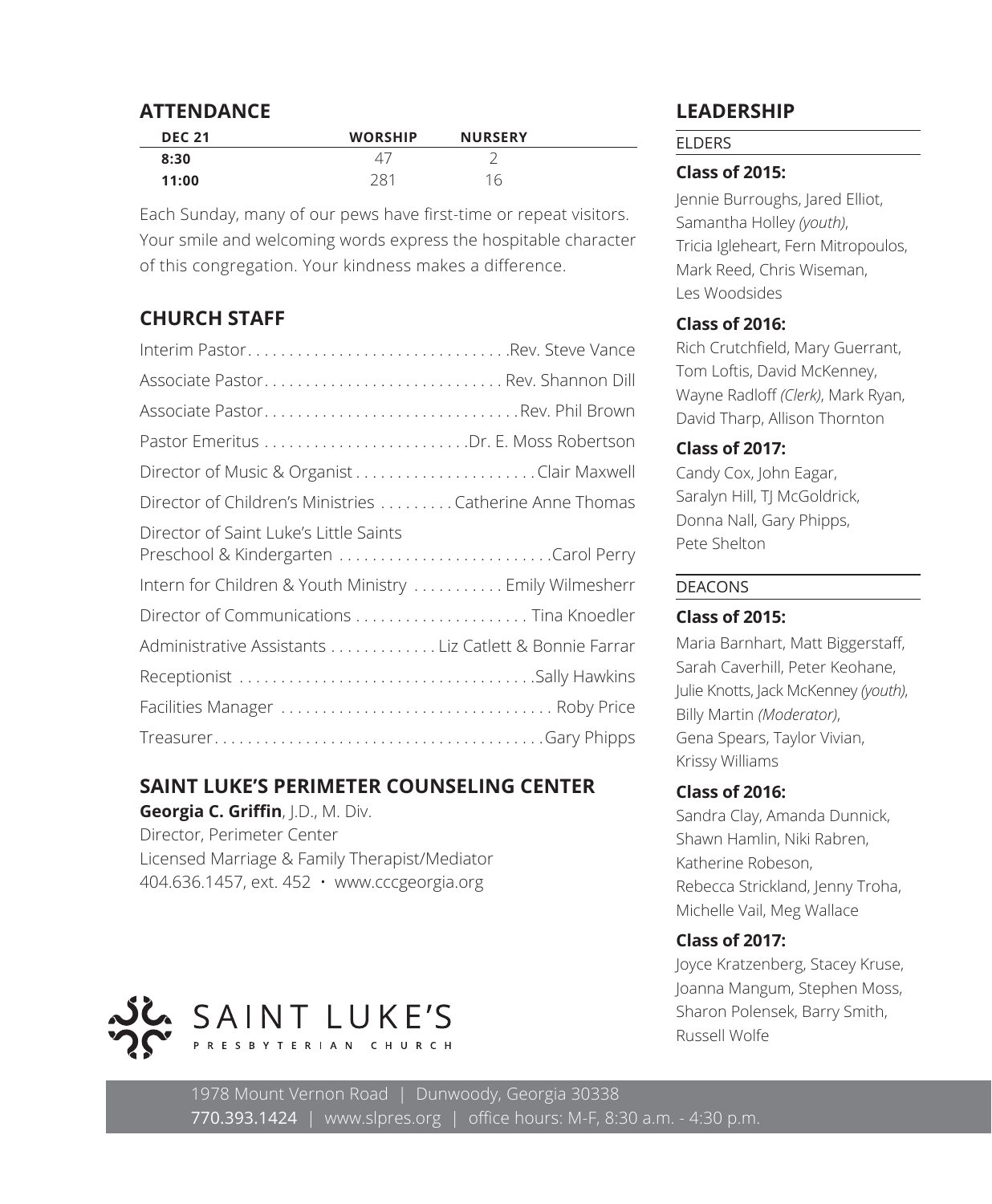## ATTENDANCE

| DEC 21 | WORSHIP | NURSERY |
|---|---|---|
| 8:30 | 47 | 2 |
| 11:00 | 281 | 16 |

Each Sunday, many of our pews have first-time or repeat visitors. Your smile and welcoming words express the hospitable character of this congregation. Your kindness makes a difference.

## CHURCH STAFF

| | |
|---|---|
| Interim Pastor | Rev. Steve Vance |
| Associate Pastor | Rev. Shannon Dill |
| Associate Pastor | Rev. Phil Brown |
| Pastor Emeritus | Dr. E. Moss Robertson |
| Director of Music & Organist | Clair Maxwell |
| Director of Children's Ministries | Catherine Anne Thomas |
| Director of Saint Luke's Little Saints Preschool & Kindergarten | Carol Perry |
| Intern for Children & Youth Ministry | Emily Wilmesherr |
| Director of Communications | Tina Knoedler |
| Administrative Assistants | Liz Catlett & Bonnie Farrar |
| Receptionist | Sally Hawkins |
| Facilities Manager | Roby Price |
| Treasurer | Gary Phipps |

## SAINT LUKE'S PERIMETER COUNSELING CENTER

**Georgia C. Griffin**, J.D., M. Div.
Director, Perimeter Center
Licensed Marriage & Family Therapist/Mediator
404.636.1457, ext. 452 • www.cccgeorgia.org

SAINT LUKE'S
PRESBYTERIAN CHURCH

## LEADERSHIP

ELDERS

**Class of 2015:**

Jennie Burroughs, Jared Elliot, Samantha Holley *(youth)*, Tricia Igleheart, Fern Mitropoulos, Mark Reed, Chris Wiseman, Les Woodsides

**Class of 2016:**

Rich Crutchfield, Mary Guerrant, Tom Loftis, David McKenney, Wayne Radloff *(Clerk)*, Mark Ryan, David Tharp, Allison Thornton

**Class of 2017:**

Candy Cox, John Eagar, Saralyn Hill, TJ McGoldrick, Donna Nall, Gary Phipps, Pete Shelton

DEACONS

**Class of 2015:**

Maria Barnhart, Matt Biggerstaff, Sarah Caverhill, Peter Keohane, Julie Knotts, Jack McKenney *(youth)*, Billy Martin *(Moderator)*, Gena Spears, Taylor Vivian, Krissy Williams

**Class of 2016:**

Sandra Clay, Amanda Dunnick, Shawn Hamlin, Niki Rabren, Katherine Robeson, Rebecca Strickland, Jenny Troha, Michelle Vail, Meg Wallace

**Class of 2017:**

Joyce Kratzenberg, Stacey Kruse, Joanna Mangum, Stephen Moss, Sharon Polensek, Barry Smith, Russell Wolfe

1978 Mount Vernon Road | Dunwoody, Georgia 30338
770.393.1424 | www.slpres.org | office hours: M-F, 8:30 a.m. - 4:30 p.m.